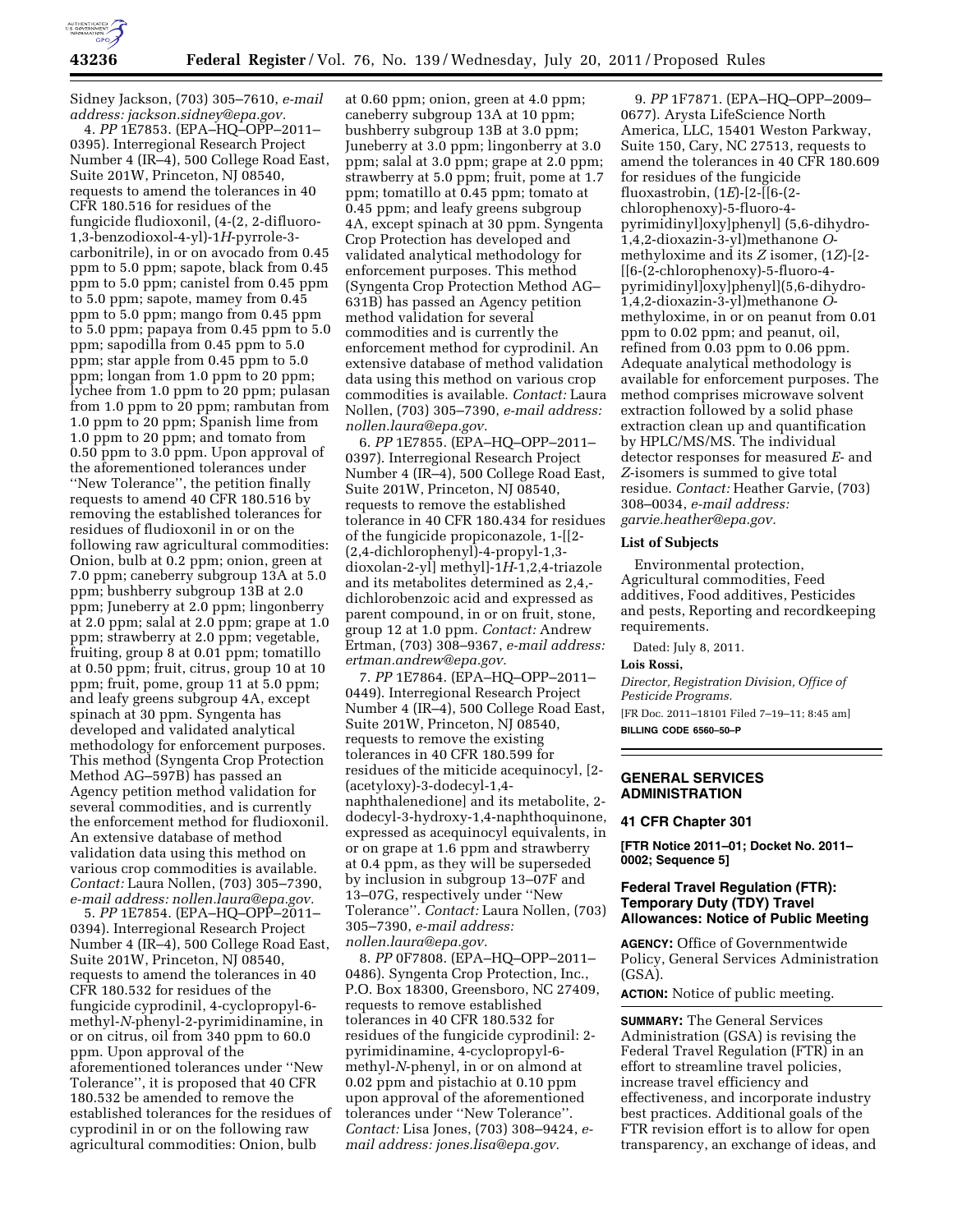Sidney Jackson, (703) 305–7610, *e-mail address: jackson.sidney@epa.gov.*

4. *PP* 1E7853. (EPA–HQ–OPP–2011–0395). Interregional Research Project Number 4 (IR–4), 500 College Road East, Suite 201W, Princeton, NJ 08540, requests to amend the tolerances in 40 CFR 180.516 for residues of the fungicide fludioxonil, (4-(2, 2-difluoro-1,3-benzodioxol-4-yl)-1*H*-pyrrole-3-carbonitrile), in or on avocado from 0.45 ppm to 5.0 ppm; sapote, black from 0.45 ppm to 5.0 ppm; canistel from 0.45 ppm to 5.0 ppm; sapote, mamey from 0.45 ppm to 5.0 ppm; mango from 0.45 ppm to 5.0 ppm; papaya from 0.45 ppm to 5.0 ppm; sapodilla from 0.45 ppm to 5.0 ppm; star apple from 0.45 ppm to 5.0 ppm; longan from 1.0 ppm to 20 ppm; lychee from 1.0 ppm to 20 ppm; pulasan from 1.0 ppm to 20 ppm; rambutan from 1.0 ppm to 20 ppm; Spanish lime from 1.0 ppm to 20 ppm; and tomato from 0.50 ppm to 3.0 ppm. Upon approval of the aforementioned tolerances under ''New Tolerance'', the petition finally requests to amend 40 CFR 180.516 by removing the established tolerances for residues of fludioxonil in or on the following raw agricultural commodities: Onion, bulb at 0.2 ppm; onion, green at 7.0 ppm; caneberry subgroup 13A at 5.0 ppm; bushberry subgroup 13B at 2.0 ppm; Juneberry at 2.0 ppm; lingonberry at 2.0 ppm; salal at 2.0 ppm; grape at 1.0 ppm; strawberry at 2.0 ppm; vegetable, fruiting, group 8 at 0.01 ppm; tomatillo at 0.50 ppm; fruit, citrus, group 10 at 10 ppm; fruit, pome, group 11 at 5.0 ppm; and leafy greens subgroup 4A, except spinach at 30 ppm. Syngenta has developed and validated analytical methodology for enforcement purposes. This method (Syngenta Crop Protection Method AG–597B) has passed an Agency petition method validation for several commodities, and is currently the enforcement method for fludioxonil. An extensive database of method validation data using this method on various crop commodities is available. *Contact:* Laura Nollen, (703) 305–7390, *e-mail address: nollen.laura@epa.gov.*

5. *PP* 1E7854. (EPA–HQ–OPP–2011–0394). Interregional Research Project Number 4 (IR–4), 500 College Road East, Suite 201W, Princeton, NJ 08540, requests to amend the tolerances in 40 CFR 180.532 for residues of the fungicide cyprodinil, 4-cyclopropyl-6-methyl-*N*-phenyl-2-pyrimidinamine, in or on citrus, oil from 340 ppm to 60.0 ppm. Upon approval of the aforementioned tolerances under ''New Tolerance'', it is proposed that 40 CFR 180.532 be amended to remove the established tolerances for the residues of cyprodinil in or on the following raw agricultural commodities: Onion, bulb at 0.60 ppm; onion, green at 4.0 ppm; caneberry subgroup 13A at 10 ppm; bushberry subgroup 13B at 3.0 ppm; Juneberry at 3.0 ppm; lingonberry at 3.0 ppm; salal at 3.0 ppm; grape at 2.0 ppm; strawberry at 5.0 ppm; fruit, pome at 1.7 ppm; tomatillo at 0.45 ppm; tomato at 0.45 ppm; and leafy greens subgroup 4A, except spinach at 30 ppm. Syngenta Crop Protection has developed and validated analytical methodology for enforcement purposes. This method (Syngenta Crop Protection Method AG–631B) has passed an Agency petition method validation for several commodities and is currently the enforcement method for cyprodinil. An extensive database of method validation data using this method on various crop commodities is available. *Contact:* Laura Nollen, (703) 305–7390, *e-mail address: nollen.laura@epa.gov.*

6. *PP* 1E7855. (EPA–HQ–OPP–2011–0397). Interregional Research Project Number 4 (IR–4), 500 College Road East, Suite 201W, Princeton, NJ 08540, requests to remove the established tolerance in 40 CFR 180.434 for residues of the fungicide propiconazole, 1-[[2-(2,4-dichlorophenyl)-4-propyl-1,3-dioxolan-2-yl] methyl]-1*H*-1,2,4-triazole and its metabolites determined as 2,4,-dichlorobenzoic acid and expressed as parent compound, in or on fruit, stone, group 12 at 1.0 ppm. *Contact:* Andrew Ertman, (703) 308–9367, *e-mail address: ertman.andrew@epa.gov.*

7. *PP* 1E7864. (EPA–HQ–OPP–2011–0449). Interregional Research Project Number 4 (IR–4), 500 College Road East, Suite 201W, Princeton, NJ 08540, requests to remove the existing tolerances in 40 CFR 180.599 for residues of the miticide acequinocyl, [2-(acetyloxy)-3-dodecyl-1,4-naphthalenedione] and its metabolite, 2-dodecyl-3-hydroxy-1,4-naphthoquinone, expressed as acequinocyl equivalents, in or on grape at 1.6 ppm and strawberry at 0.4 ppm, as they will be superseded by inclusion in subgroup 13–07F and 13–07G, respectively under ''New Tolerance''. *Contact:* Laura Nollen, (703) 305–7390, *e-mail address: nollen.laura@epa.gov.*

8. *PP* 0F7808. (EPA–HQ–OPP–2011–0486). Syngenta Crop Protection, Inc., P.O. Box 18300, Greensboro, NC 27409, requests to remove established tolerances in 40 CFR 180.532 for residues of the fungicide cyprodinil: 2-pyrimidinamine, 4-cyclopropyl-6-methyl-*N*-phenyl, in or on almond at 0.02 ppm and pistachio at 0.10 ppm upon approval of the aforementioned tolerances under ''New Tolerance''. *Contact:* Lisa Jones, (703) 308–9424, *e-mail address: jones.lisa@epa.gov.*

9. *PP* 1F7871. (EPA–HQ–OPP–2009–0677). Arysta LifeScience North America, LLC, 15401 Weston Parkway, Suite 150, Cary, NC 27513, requests to amend the tolerances in 40 CFR 180.609 for residues of the fungicide fluoxastrobin, (1*E*)-[2-[[6-(2-chlorophenoxy)-5-fluoro-4-pyrimidinyl]oxy]phenyl] (5,6-dihydro-1,4,2-dioxazin-3-yl)methanone *O*-methyloxime and its *Z* isomer, (1*Z*)-[2-[[6-(2-chlorophenoxy)-5-fluoro-4-pyrimidinyl]oxy]phenyl](5,6-dihydro-1,4,2-dioxazin-3-yl)methanone *O*-methyloxime, in or on peanut from 0.01 ppm to 0.02 ppm; and peanut, oil, refined from 0.03 ppm to 0.06 ppm. Adequate analytical methodology is available for enforcement purposes. The method comprises microwave solvent extraction followed by a solid phase extraction clean up and quantification by HPLC/MS/MS. The individual detector responses for measured *E*- and *Z*-isomers is summed to give total residue. *Contact:* Heather Garvie, (703) 308–0034, *e-mail address: garvie.heather@epa.gov.*

### List of Subjects

Environmental protection, Agricultural commodities, Feed additives, Food additives, Pesticides and pests, Reporting and recordkeeping requirements.

Dated: July 8, 2011.

**Lois Rossi,**

*Director, Registration Division, Office of Pesticide Programs.*

[FR Doc. 2011–18101 Filed 7–19–11; 8:45 am]

**BILLING CODE 6560–50–P**

## GENERAL SERVICES ADMINISTRATION

### 41 CFR Chapter 301

**[FTR Notice 2011–01; Docket No. 2011–0002; Sequence 5]**

### Federal Travel Regulation (FTR): Temporary Duty (TDY) Travel Allowances: Notice of Public Meeting

**AGENCY:** Office of Governmentwide Policy, General Services Administration (GSA).

**ACTION:** Notice of public meeting.

**SUMMARY:** The General Services Administration (GSA) is revising the Federal Travel Regulation (FTR) in an effort to streamline travel policies, increase travel efficiency and effectiveness, and incorporate industry best practices. Additional goals of the FTR revision effort is to allow for open transparency, an exchange of ideas, and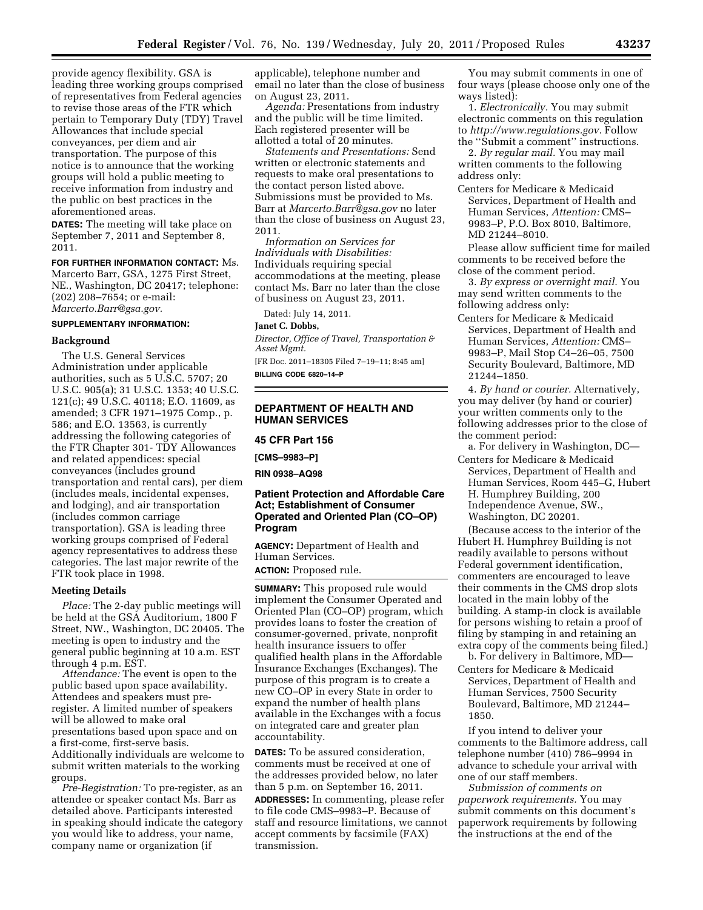provide agency flexibility. GSA is leading three working groups comprised of representatives from Federal agencies to revise those areas of the FTR which pertain to Temporary Duty (TDY) Travel Allowances that include special conveyances, per diem and air transportation. The purpose of this notice is to announce that the working groups will hold a public meeting to receive information from industry and the public on best practices in the aforementioned areas.

**DATES:** The meeting will take place on September 7, 2011 and September 8, 2011.

**FOR FURTHER INFORMATION CONTACT:** Ms. Marcerto Barr, GSA, 1275 First Street, NE., Washington, DC 20417; telephone: (202) 208–7654; or e-mail: *Marcerto.Barr@gsa.gov.*

**SUPPLEMENTARY INFORMATION:**

**Background**

The U.S. General Services Administration under applicable authorities, such as 5 U.S.C. 5707; 20 U.S.C. 905(a); 31 U.S.C. 1353; 40 U.S.C. 121(c); 49 U.S.C. 40118; E.O. 11609, as amended; 3 CFR 1971–1975 Comp., p. 586; and E.O. 13563, is currently addressing the following categories of the FTR Chapter 301- TDY Allowances and related appendices: special conveyances (includes ground transportation and rental cars), per diem (includes meals, incidental expenses, and lodging), and air transportation (includes common carriage transportation). GSA is leading three working groups comprised of Federal agency representatives to address these categories. The last major rewrite of the FTR took place in 1998.

**Meeting Details**

*Place:* The 2-day public meetings will be held at the GSA Auditorium, 1800 F Street, NW., Washington, DC 20405. The meeting is open to industry and the general public beginning at 10 a.m. EST through 4 p.m. EST.

*Attendance:* The event is open to the public based upon space availability. Attendees and speakers must pre-register. A limited number of speakers will be allowed to make oral presentations based upon space and on a first-come, first-serve basis. Additionally individuals are welcome to submit written materials to the working groups.

*Pre-Registration:* To pre-register, as an attendee or speaker contact Ms. Barr as detailed above. Participants interested in speaking should indicate the category you would like to address, your name, company name or organization (if applicable), telephone number and email no later than the close of business on August 23, 2011.

*Agenda:* Presentations from industry and the public will be time limited. Each registered presenter will be allotted a total of 20 minutes.

*Statements and Presentations:* Send written or electronic statements and requests to make oral presentations to the contact person listed above. Submissions must be provided to Ms. Barr at *Marcerto.Barr@gsa.gov* no later than the close of business on August 23, 2011.

*Information on Services for Individuals with Disabilities:* Individuals requiring special accommodations at the meeting, please contact Ms. Barr no later than the close of business on August 23, 2011.

Dated: July 14, 2011.

**Janet C. Dobbs,**

*Director, Office of Travel, Transportation & Asset Mgmt.*

[FR Doc. 2011–18305 Filed 7–19–11; 8:45 am]

**BILLING CODE 6820–14–P**

## DEPARTMENT OF HEALTH AND HUMAN SERVICES

### 45 CFR Part 156

**[CMS–9983–P]**

**RIN 0938–AQ98**

### Patient Protection and Affordable Care Act; Establishment of Consumer Operated and Oriented Plan (CO–OP) Program

**AGENCY:** Department of Health and Human Services.

**ACTION:** Proposed rule.

**SUMMARY:** This proposed rule would implement the Consumer Operated and Oriented Plan (CO–OP) program, which provides loans to foster the creation of consumer-governed, private, nonprofit health insurance issuers to offer qualified health plans in the Affordable Insurance Exchanges (Exchanges). The purpose of this program is to create a new CO–OP in every State in order to expand the number of health plans available in the Exchanges with a focus on integrated care and greater plan accountability.

**DATES:** To be assured consideration, comments must be received at one of the addresses provided below, no later than 5 p.m. on September 16, 2011.

**ADDRESSES:** In commenting, please refer to file code CMS–9983–P. Because of staff and resource limitations, we cannot accept comments by facsimile (FAX) transmission.

You may submit comments in one of four ways (please choose only one of the ways listed):

1. *Electronically.* You may submit electronic comments on this regulation to *http://www.regulations.gov.* Follow the ''Submit a comment'' instructions.

2. *By regular mail.* You may mail written comments to the following address only:

Centers for Medicare & Medicaid Services, Department of Health and Human Services, *Attention:* CMS–9983–P, P.O. Box 8010, Baltimore, MD 21244–8010.

Please allow sufficient time for mailed comments to be received before the close of the comment period.

3. *By express or overnight mail.* You may send written comments to the following address only:

Centers for Medicare & Medicaid Services, Department of Health and Human Services, *Attention:* CMS–9983–P, Mail Stop C4–26–05, 7500 Security Boulevard, Baltimore, MD 21244–1850.

4. *By hand or courier.* Alternatively, you may deliver (by hand or courier) your written comments only to the following addresses prior to the close of the comment period:

a. For delivery in Washington, DC—

Centers for Medicare & Medicaid Services, Department of Health and Human Services, Room 445–G, Hubert H. Humphrey Building, 200 Independence Avenue, SW., Washington, DC 20201.

(Because access to the interior of the Hubert H. Humphrey Building is not readily available to persons without Federal government identification, commenters are encouraged to leave their comments in the CMS drop slots located in the main lobby of the building. A stamp-in clock is available for persons wishing to retain a proof of filing by stamping in and retaining an extra copy of the comments being filed.)

b. For delivery in Baltimore, MD—

Centers for Medicare & Medicaid Services, Department of Health and Human Services, 7500 Security Boulevard, Baltimore, MD 21244–1850.

If you intend to deliver your comments to the Baltimore address, call telephone number (410) 786–9994 in advance to schedule your arrival with one of our staff members.

*Submission of comments on paperwork requirements.* You may submit comments on this document's paperwork requirements by following the instructions at the end of the